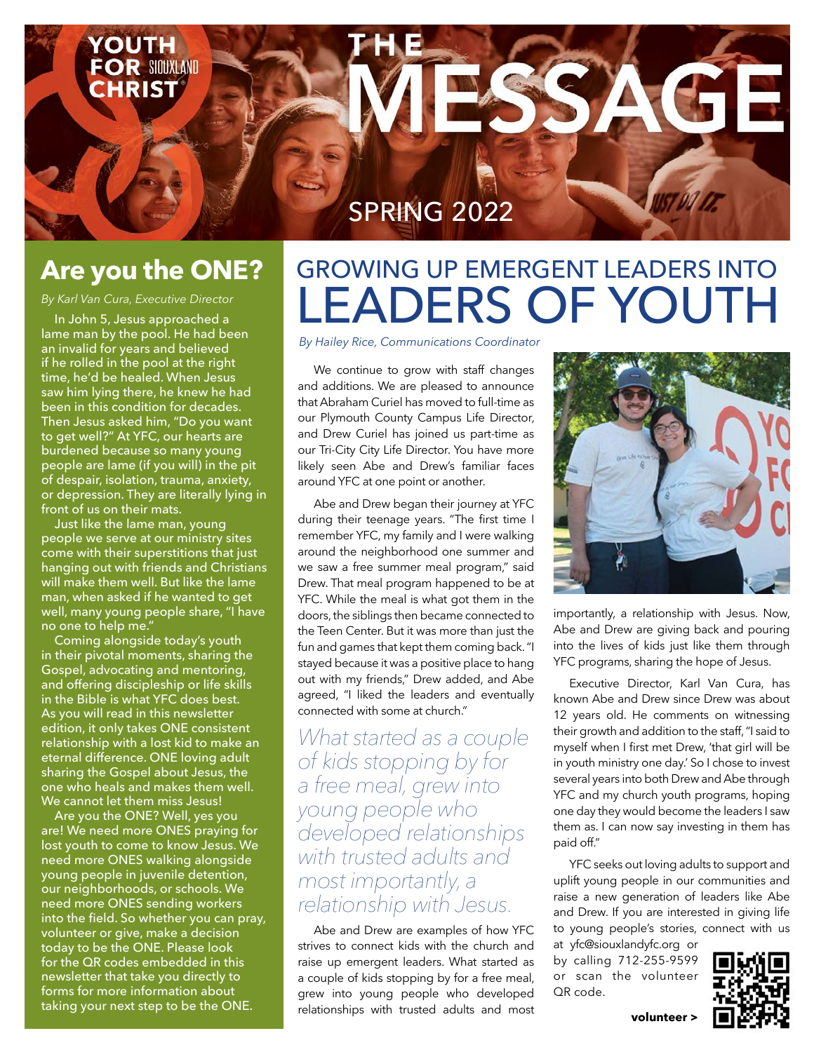YOUTH FOR CHRIST SIOUXLAND

# THE MESSAGE

SPRING 2022

## Are you the ONE?

*By Karl Van Cura, Executive Director*

In John 5, Jesus approached a lame man by the pool. He had been an invalid for years and believed if he rolled in the pool at the right time, he'd be healed. When Jesus saw him lying there, he knew he had been in this condition for decades. Then Jesus asked him, "Do you want to get well?" At YFC, our hearts are burdened because so many young people are lame (if you will) in the pit of despair, isolation, trauma, anxiety, or depression. They are literally lying in front of us on their mats.

Just like the lame man, young people we serve at our ministry sites come with their superstitions that just hanging out with friends and Christians will make them well. But like the lame man, when asked if he wanted to get well, many young people share, "I have no one to help me."

Coming alongside today's youth in their pivotal moments, sharing the Gospel, advocating and mentoring, and offering discipleship or life skills in the Bible is what YFC does best. As you will read in this newsletter edition, it only takes ONE consistent relationship with a lost kid to make an eternal difference. ONE loving adult sharing the Gospel about Jesus, the one who heals and makes them well. We cannot let them miss Jesus!

Are you the ONE? Well, yes you are! We need more ONES praying for lost youth to come to know Jesus. We need more ONES walking alongside young people in juvenile detention, our neighborhoods, or schools. We need more ONES sending workers into the field. So whether you can pray, volunteer or give, make a decision today to be the ONE. Please look for the QR codes embedded in this newsletter that take you directly to forms for more information about taking your next step to be the ONE.

## GROWING UP EMERGENT LEADERS INTO LEADERS OF YOUTH

*By Hailey Rice, Communications Coordinator*

We continue to grow with staff changes and additions. We are pleased to announce that Abraham Curiel has moved to full-time as our Plymouth County Campus Life Director, and Drew Curiel has joined us part-time as our Tri-City City Life Director. You have more likely seen Abe and Drew's familiar faces around YFC at one point or another.

Abe and Drew began their journey at YFC during their teenage years. "The first time I remember YFC, my family and I were walking around the neighborhood one summer and we saw a free summer meal program," said Drew. That meal program happened to be at YFC. While the meal is what got them in the doors, the siblings then became connected to the Teen Center. But it was more than just the fun and games that kept them coming back. "I stayed because it was a positive place to hang out with my friends," Drew added, and Abe agreed, "I liked the leaders and eventually connected with some at church."

*What started as a couple of kids stopping by for a free meal, grew into young people who developed relationships with trusted adults and most importantly, a relationship with Jesus.*

Abe and Drew are examples of how YFC strives to connect kids with the church and raise up emergent leaders. What started as a couple of kids stopping by for a free meal, grew into young people who developed relationships with trusted adults and most importantly, a relationship with Jesus. Now, Abe and Drew are giving back and pouring into the lives of kids just like them through YFC programs, sharing the hope of Jesus.

Executive Director, Karl Van Cura, has known Abe and Drew since Drew was about 12 years old. He comments on witnessing their growth and addition to the staff, "I said to myself when I first met Drew, 'that girl will be in youth ministry one day.' So I chose to invest several years into both Drew and Abe through YFC and my church youth programs, hoping one day they would become the leaders I saw them as. I can now say investing in them has paid off."

YFC seeks out loving adults to support and uplift young people in our communities and raise a new generation of leaders like Abe and Drew. If you are interested in giving life to young people's stories, connect with us at yfc@siouxlandyfc.org or by calling 712-255-9599 or scan the volunteer QR code.

**volunteer >**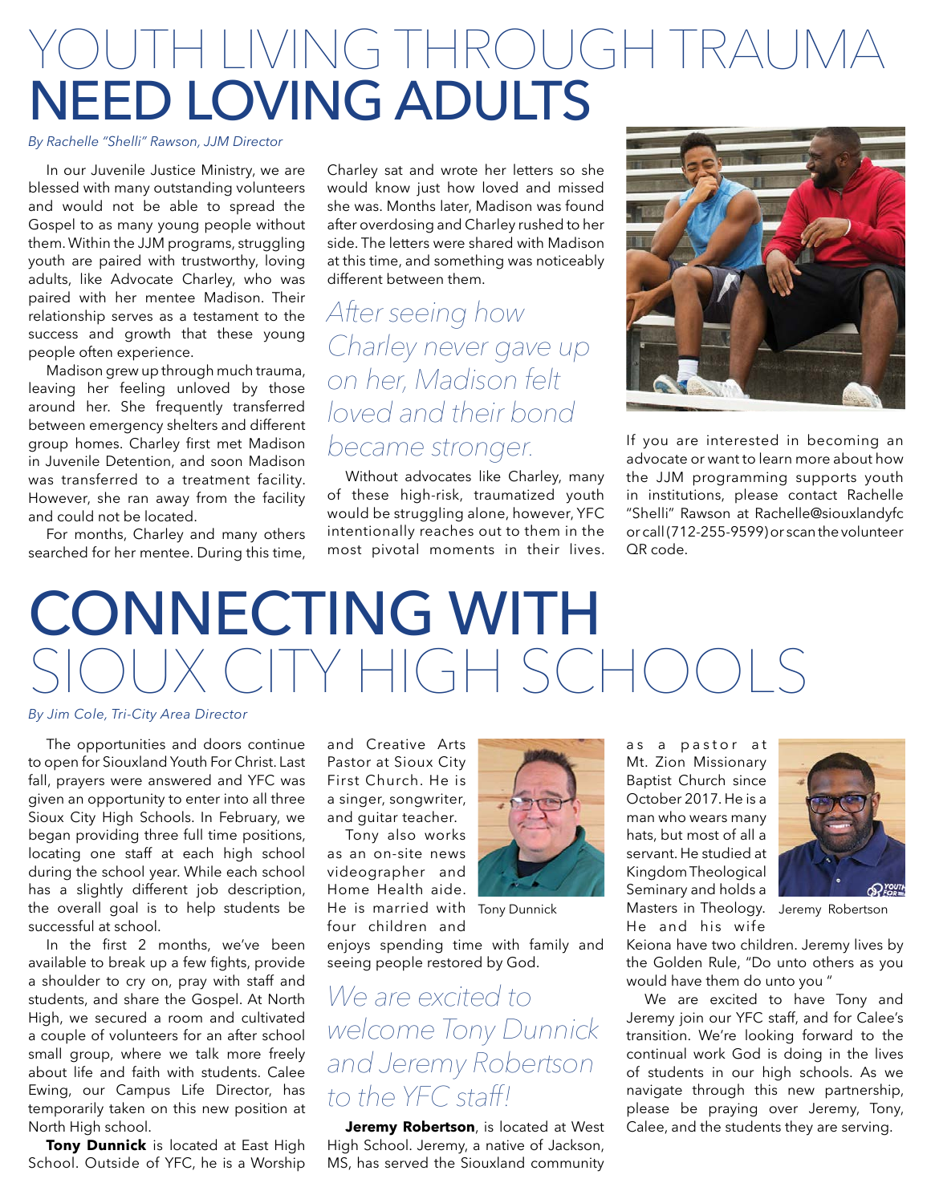# YOUTH LIVING THROUGH TRAUMA NEED LOVING ADULTS

*By Rachelle "Shelli" Rawson, JJM Director*

In our Juvenile Justice Ministry, we are blessed with many outstanding volunteers and would not be able to spread the Gospel to as many young people without them. Within the JJM programs, struggling youth are paired with trustworthy, loving adults, like Advocate Charley, who was paired with her mentee Madison. Their relationship serves as a testament to the success and growth that these young people often experience.

Madison grew up through much trauma, leaving her feeling unloved by those around her. She frequently transferred between emergency shelters and different group homes. Charley first met Madison in Juvenile Detention, and soon Madison was transferred to a treatment facility. However, she ran away from the facility and could not be located.

For months, Charley and many others searched for her mentee. During this time, Charley sat and wrote her letters so she would know just how loved and missed she was. Months later, Madison was found after overdosing and Charley rushed to her side. The letters were shared with Madison at this time, and something was noticeably different between them.

*After seeing how Charley never gave up on her, Madison felt loved and their bond became stronger.*

Without advocates like Charley, many of these high-risk, traumatized youth would be struggling alone, however, YFC intentionally reaches out to them in the most pivotal moments in their lives.

If you are interested in becoming an advocate or want to learn more about how the JJM programming supports youth in institutions, please contact Rachelle "Shelli" Rawson at Rachelle@siouxlandyfc or call (712-255-9599) or scan the volunteer QR code.

# CONNECTING WITH SIOUX CITY HIGH SCHOOLS

*By Jim Cole, Tri-City Area Director*

The opportunities and doors continue to open for Siouxland Youth For Christ. Last fall, prayers were answered and YFC was given an opportunity to enter into all three Sioux City High Schools. In February, we began providing three full time positions, locating one staff at each high school during the school year. While each school has a slightly different job description, the overall goal is to help students be successful at school.

In the first 2 months, we've been available to break up a few fights, provide a shoulder to cry on, pray with staff and students, and share the Gospel. At North High, we secured a room and cultivated a couple of volunteers for an after school small group, where we talk more freely about life and faith with students. Calee Ewing, our Campus Life Director, has temporarily taken on this new position at North High school.

**Tony Dunnick** is located at East High School. Outside of YFC, he is a Worship and Creative Arts Pastor at Sioux City First Church. He is a singer, songwriter, and guitar teacher.

Tony also works as an on-site news videographer and Home Health aide. He is married with four children and enjoys spending time with family and seeing people restored by God.

Tony Dunnick

*We are excited to welcome Tony Dunnick and Jeremy Robertson to the YFC staff!*

**Jeremy Robertson**, is located at West High School. Jeremy, a native of Jackson, MS, has served the Siouxland community as a pastor at Mt. Zion Missionary Baptist Church since October 2017. He is a man who wears many hats, but most of all a servant. He studied at Kingdom Theological Seminary and holds a Masters in Theology. He and his wife Keiona have two children. Jeremy lives by the Golden Rule, "Do unto others as you would have them do unto you "

Jeremy Robertson

We are excited to have Tony and Jeremy join our YFC staff, and for Calee's transition. We're looking forward to the continual work God is doing in the lives of students in our high schools. As we navigate through this new partnership, please be praying over Jeremy, Tony, Calee, and the students they are serving.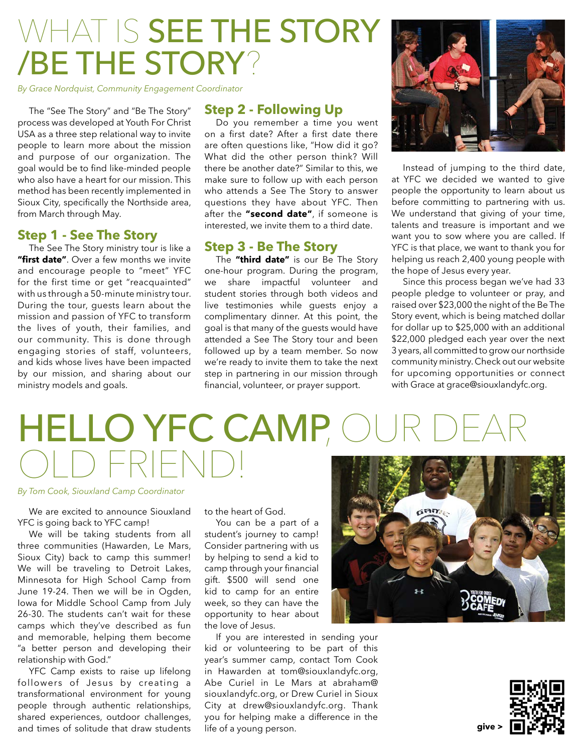# WHAT IS SEE THE STORY /BE THE STORY?

*By Grace Nordquist, Community Engagement Coordinator*

The "See The Story" and "Be The Story" process was developed at Youth For Christ USA as a three step relational way to invite people to learn more about the mission and purpose of our organization. The goal would be to find like-minded people who also have a heart for our mission. This method has been recently implemented in Sioux City, specifically the Northside area, from March through May.

## Step 1 - See The Story

The See The Story ministry tour is like a **"first date"**. Over a few months we invite and encourage people to "meet" YFC for the first time or get "reacquainted" with us through a 50-minute ministry tour. During the tour, guests learn about the mission and passion of YFC to transform the lives of youth, their families, and our community. This is done through engaging stories of staff, volunteers, and kids whose lives have been impacted by our mission, and sharing about our ministry models and goals.

## Step 2 - Following Up

Do you remember a time you went on a first date? After a first date there are often questions like, "How did it go? What did the other person think? Will there be another date?" Similar to this, we make sure to follow up with each person who attends a See The Story to answer questions they have about YFC. Then after the **"second date"**, if someone is interested, we invite them to a third date.

## Step 3 - Be The Story

The **"third date"** is our Be The Story one-hour program. During the program, we share impactful volunteer and student stories through both videos and live testimonies while guests enjoy a complimentary dinner. At this point, the goal is that many of the guests would have attended a See The Story tour and been followed up by a team member. So now we're ready to invite them to take the next step in partnering in our mission through financial, volunteer, or prayer support.

Instead of jumping to the third date, at YFC we decided we wanted to give people the opportunity to learn about us before committing to partnering with us. We understand that giving of your time, talents and treasure is important and we want you to sow where you are called. If YFC is that place, we want to thank you for helping us reach 2,400 young people with the hope of Jesus every year.

Since this process began we've had 33 people pledge to volunteer or pray, and raised over $23,000 the night of the Be The Story event, which is being matched dollar for dollar up to $25,000 with an additional $22,000 pledged each year over the next 3 years, all committed to grow our northside community ministry. Check out our website for upcoming opportunities or connect with Grace at grace@siouxlandyfc.org.

# HELLO YFC CAMP, OUR DEAR OLD FRIEND!

*By Tom Cook, Siouxland Camp Coordinator*

We are excited to announce Siouxland YFC is going back to YFC camp!

We will be taking students from all three communities (Hawarden, Le Mars, Sioux City) back to camp this summer! We will be traveling to Detroit Lakes, Minnesota for High School Camp from June 19-24. Then we will be in Ogden, Iowa for Middle School Camp from July 26-30. The students can't wait for these camps which they've described as fun and memorable, helping them become "a better person and developing their relationship with God."

YFC Camp exists to raise up lifelong followers of Jesus by creating a transformational environment for young people through authentic relationships, shared experiences, outdoor challenges, and times of solitude that draw students to the heart of God.

You can be a part of a student's journey to camp! Consider partnering with us by helping to send a kid to camp through your financial gift. $500 will send one kid to camp for an entire week, so they can have the opportunity to hear about the love of Jesus.

If you are interested in sending your kid or volunteering to be part of this year's summer camp, contact Tom Cook in Hawarden at tom@siouxlandyfc.org, Abe Curiel in Le Mars at abraham@siouxlandyfc.org, or Drew Curiel in Sioux City at drew@siouxlandyfc.org. Thank you for helping make a difference in the life of a young person.

**give >**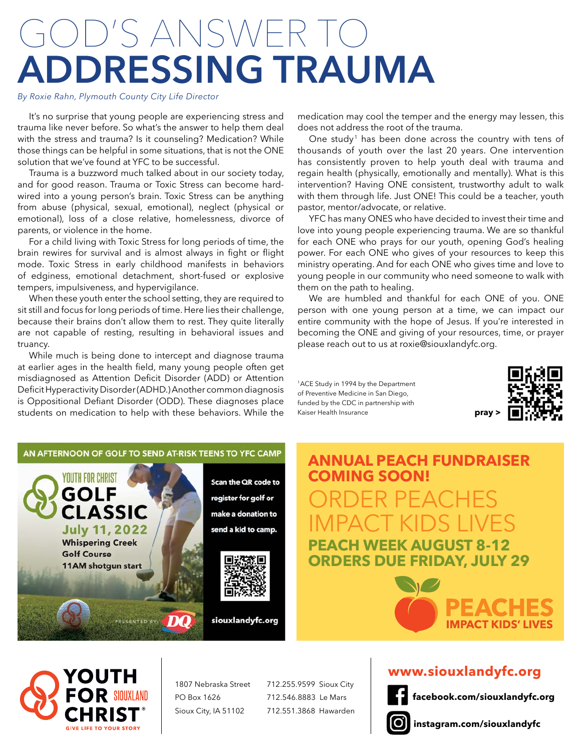# GOD'S ANSWER TO ADDRESSING TRAUMA

*By Roxie Rahn, Plymouth County City Life Director*

It's no surprise that young people are experiencing stress and trauma like never before. So what's the answer to help them deal with the stress and trauma? Is it counseling? Medication? While those things can be helpful in some situations, that is not the ONE solution that we've found at YFC to be successful.

Trauma is a buzzword much talked about in our society today, and for good reason. Trauma or Toxic Stress can become hard-wired into a young person's brain. Toxic Stress can be anything from abuse (physical, sexual, emotional), neglect (physical or emotional), loss of a close relative, homelessness, divorce of parents, or violence in the home.

For a child living with Toxic Stress for long periods of time, the brain rewires for survival and is almost always in fight or flight mode. Toxic Stress in early childhood manifests in behaviors of edginess, emotional detachment, short-fused or explosive tempers, impulsiveness, and hypervigilance.

When these youth enter the school setting, they are required to sit still and focus for long periods of time. Here lies their challenge, because their brains don't allow them to rest. They quite literally are not capable of resting, resulting in behavioral issues and truancy.

While much is being done to intercept and diagnose trauma at earlier ages in the health field, many young people often get misdiagnosed as Attention Deficit Disorder (ADD) or Attention Deficit Hyperactivity Disorder (ADHD.) Another common diagnosis is Oppositional Defiant Disorder (ODD). These diagnoses place students on medication to help with these behaviors. While the medication may cool the temper and the energy may lessen, this does not address the root of the trauma.

One study[1] has been done across the country with tens of thousands of youth over the last 20 years. One intervention has consistently proven to help youth deal with trauma and regain health (physically, emotionally and mentally). What is this intervention? Having ONE consistent, trustworthy adult to walk with them through life. Just ONE! This could be a teacher, youth pastor, mentor/advocate, or relative.

YFC has many ONES who have decided to invest their time and love into young people experiencing trauma. We are so thankful for each ONE who prays for our youth, opening God's healing power. For each ONE who gives of your resources to keep this ministry operating. And for each ONE who gives time and love to young people in our community who need someone to walk with them on the path to healing.

We are humbled and thankful for each ONE of you. ONE person with one young person at a time, we can impact our entire community with the hope of Jesus. If you're interested in becoming the ONE and giving of your resources, time, or prayer please reach out to us at roxie@siouxlandyfc.org.

[1]ACE Study in 1994 by the Department of Preventive Medicine in San Diego, funded by the CDC in partnership with Kaiser Health Insurance

**pray >**

**AN AFTERNOON OF GOLF TO SEND AT-RISK TEENS TO YFC CAMP**

YOUTH FOR CHRIST **GOLF CLASSIC**

**July 11, 2022**

**Whispering Creek Golf Course**

**11AM shotgun start**

PRESENTED BY: DQ

**Scan the QR code to register for golf or make a donation to send a kid to camp.**

**siouxlandyfc.org**

**ANNUAL PEACH FUNDRAISER COMING SOON!**

ORDER PEACHES IMPACT KIDS LIVES

**PEACH WEEK AUGUST 8-12**

**ORDERS DUE FRIDAY, JULY 29**

**PEACHES IMPACT KIDS' LIVES**

**YOUTH FOR CHRIST** SIOUXLAND
GIVE LIFE TO YOUR STORY

1807 Nebraska Street
PO Box 1626
Sioux City, IA 51102

712.255.9599 Sioux City
712.546.8883 Le Mars
712.551.3868 Hawarden

**www.siouxlandyfc.org**

**facebook.com/siouxlandyfc.org**

**instagram.com/siouxlandyfc**